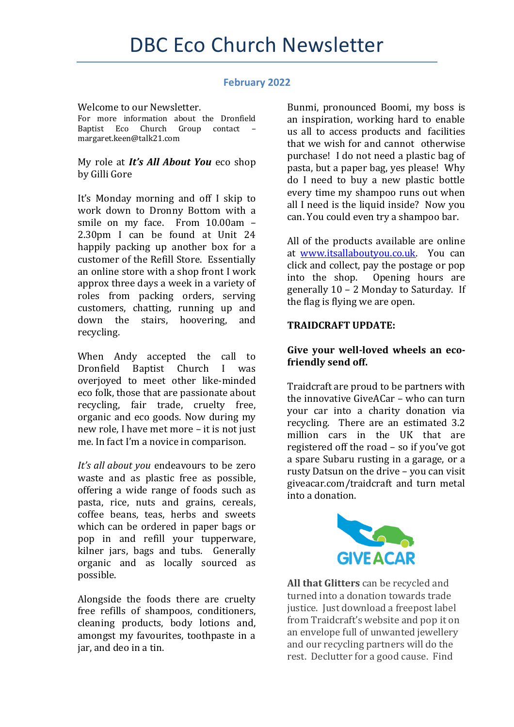# DBC Eco Church Newsletter

**February 2022**

Welcome to our Newsletter.

For more information about the Dronfield Baptist Eco Church Group contact – margaret.keen@talk21.com

My role at ***It's All About You*** eco shop by Gilli Gore

It's Monday morning and off I skip to work down to Dronny Bottom with a smile on my face. From 10.00am – 2.30pm I can be found at Unit 24 happily packing up another box for a customer of the Refill Store. Essentially an online store with a shop front I work approx three days a week in a variety of roles from packing orders, serving customers, chatting, running up and down the stairs, hoovering, and recycling.

When Andy accepted the call to Dronfield Baptist Church I was overjoyed to meet other like-minded eco folk, those that are passionate about recycling, fair trade, cruelty free, organic and eco goods. Now during my new role, I have met more – it is not just me. In fact I'm a novice in comparison.

*It's all about you* endeavours to be zero waste and as plastic free as possible, offering a wide range of foods such as pasta, rice, nuts and grains, cereals, coffee beans, teas, herbs and sweets which can be ordered in paper bags or pop in and refill your tupperware, kilner jars, bags and tubs. Generally organic and as locally sourced as possible.

Alongside the foods there are cruelty free refills of shampoos, conditioners, cleaning products, body lotions and, amongst my favourites, toothpaste in a jar, and deo in a tin.

Bunmi, pronounced Boomi, my boss is an inspiration, working hard to enable us all to access products and facilities that we wish for and cannot otherwise purchase! I do not need a plastic bag of pasta, but a paper bag, yes please! Why do I need to buy a new plastic bottle every time my shampoo runs out when all I need is the liquid inside? Now you can. You could even try a shampoo bar.

All of the products available are online at www.itsallaboutyou.co.uk. You can click and collect, pay the postage or pop into the shop. Opening hours are generally 10 – 2 Monday to Saturday. If the flag is flying we are open.

**TRAIDCRAFT UPDATE:**

**Give your well-loved wheels an eco-friendly send off.**

Traidcraft are proud to be partners with the innovative GiveACar – who can turn your car into a charity donation via recycling. There are an estimated 3.2 million cars in the UK that are registered off the road – so if you've got a spare Subaru rusting in a garage, or a rusty Datsun on the drive – you can visit giveacar.com/traidcraft and turn metal into a donation.

GIVEACAR

**All that Glitters** can be recycled and turned into a donation towards trade justice. Just download a freepost label from Traidcraft's website and pop it on an envelope full of unwanted jewellery and our recycling partners will do the rest. Declutter for a good cause. Find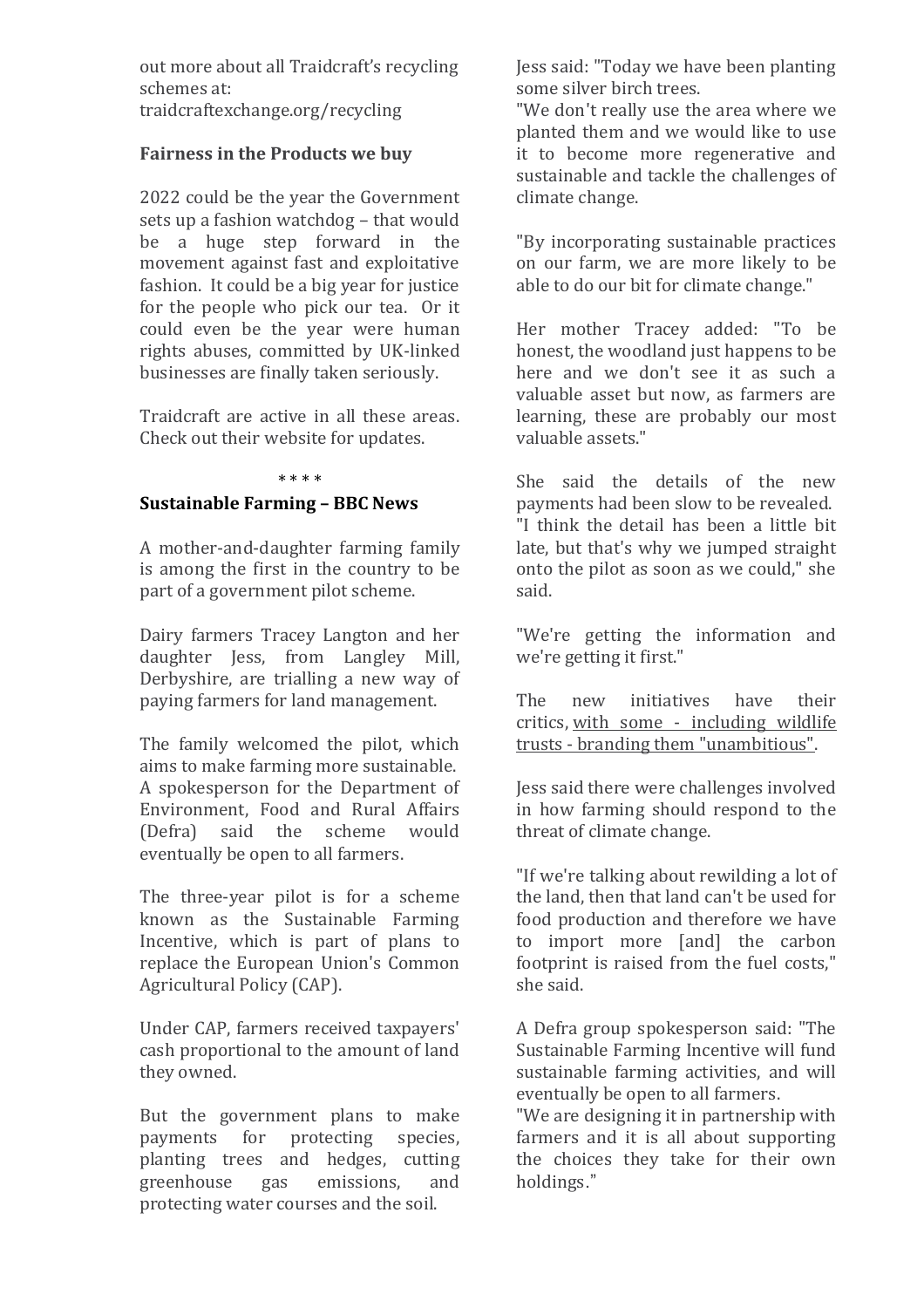out more about all Traidcraft's recycling schemes at:
traidcraftexchange.org/recycling

**Fairness in the Products we buy**

2022 could be the year the Government sets up a fashion watchdog – that would be a huge step forward in the movement against fast and exploitative fashion. It could be a big year for justice for the people who pick our tea. Or it could even be the year were human rights abuses, committed by UK-linked businesses are finally taken seriously.

Traidcraft are active in all these areas. Check out their website for updates.

\* \* \* \*

**Sustainable Farming – BBC News**

A mother-and-daughter farming family is among the first in the country to be part of a government pilot scheme.

Dairy farmers Tracey Langton and her daughter Jess, from Langley Mill, Derbyshire, are trialling a new way of paying farmers for land management.

The family welcomed the pilot, which aims to make farming more sustainable. A spokesperson for the Department of Environment, Food and Rural Affairs (Defra) said the scheme would eventually be open to all farmers.

The three-year pilot is for a scheme known as the Sustainable Farming Incentive, which is part of plans to replace the European Union's Common Agricultural Policy (CAP).

Under CAP, farmers received taxpayers' cash proportional to the amount of land they owned.

But the government plans to make payments for protecting species, planting trees and hedges, cutting greenhouse gas emissions, and protecting water courses and the soil.

Jess said: "Today we have been planting some silver birch trees.
"We don't really use the area where we planted them and we would like to use it to become more regenerative and sustainable and tackle the challenges of climate change.

"By incorporating sustainable practices on our farm, we are more likely to be able to do our bit for climate change."

Her mother Tracey added: "To be honest, the woodland just happens to be here and we don't see it as such a valuable asset but now, as farmers are learning, these are probably our most valuable assets."

She said the details of the new payments had been slow to be revealed.
"I think the detail has been a little bit late, but that's why we jumped straight onto the pilot as soon as we could," she said.

"We're getting the information and we're getting it first."

The new initiatives have their critics, with some - including wildlife trusts - branding them "unambitious".

Jess said there were challenges involved in how farming should respond to the threat of climate change.

"If we're talking about rewilding a lot of the land, then that land can't be used for food production and therefore we have to import more [and] the carbon footprint is raised from the fuel costs," she said.

A Defra group spokesperson said: "The Sustainable Farming Incentive will fund sustainable farming activities, and will eventually be open to all farmers.
"We are designing it in partnership with farmers and it is all about supporting the choices they take for their own holdings."